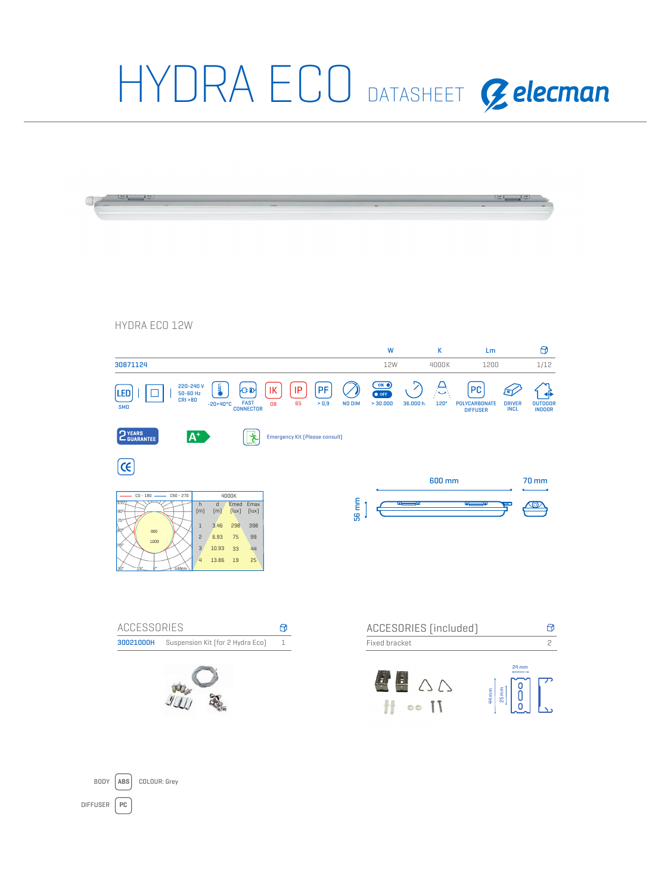# HYDRA ECO DATASHEET

elecman

## HYDRA ECO 12W

| | W | K | Lm | |
|---|---|---|---|---|
| 30871124 | 12W | 4000K | 1200 | 1/12 |

LED SMD | 220-240 V 50-60 Hz CRI >80 | -20+40°C | FAST CONNECTOR | IK 08 | IP 65 | PF > 0,9 | NO DIM | ON OFF > 30.000 | 36.000 h. | 120° | PC POLYCARBONATE DIFFUSER | DRIVER INCL | OUTDOOR INDOOR

2 YEARS GUARANTEE | A+ | Emergency Kit (*Please consult*)

CE

C0 - 180 — C90 - 270

| h [m] | d [m] | Emed [lux] | Emax [lux] |
|---|---|---|---|
| 1 | 3.46 | 298 | 398 |
| 2 | 6.93 | 75 | 99 |
| 3 | 10.93 | 33 | 44 |
| 4 | 13.86 | 19 | 25 |

4000K

600 mm | 70 mm | 56 mm

## ACCESSORIES

| | | |
|---|---|---|
| 30021000H | Suspension Kit (for 2 Hydra Eco) | 1 |

## ACCESORIES (included)

| | |
|---|---|
| Fixed bracket | 2 |

24 mm | 44 mm | 25 mm

BODY ABS COLOUR: Grey

DIFFUSER PC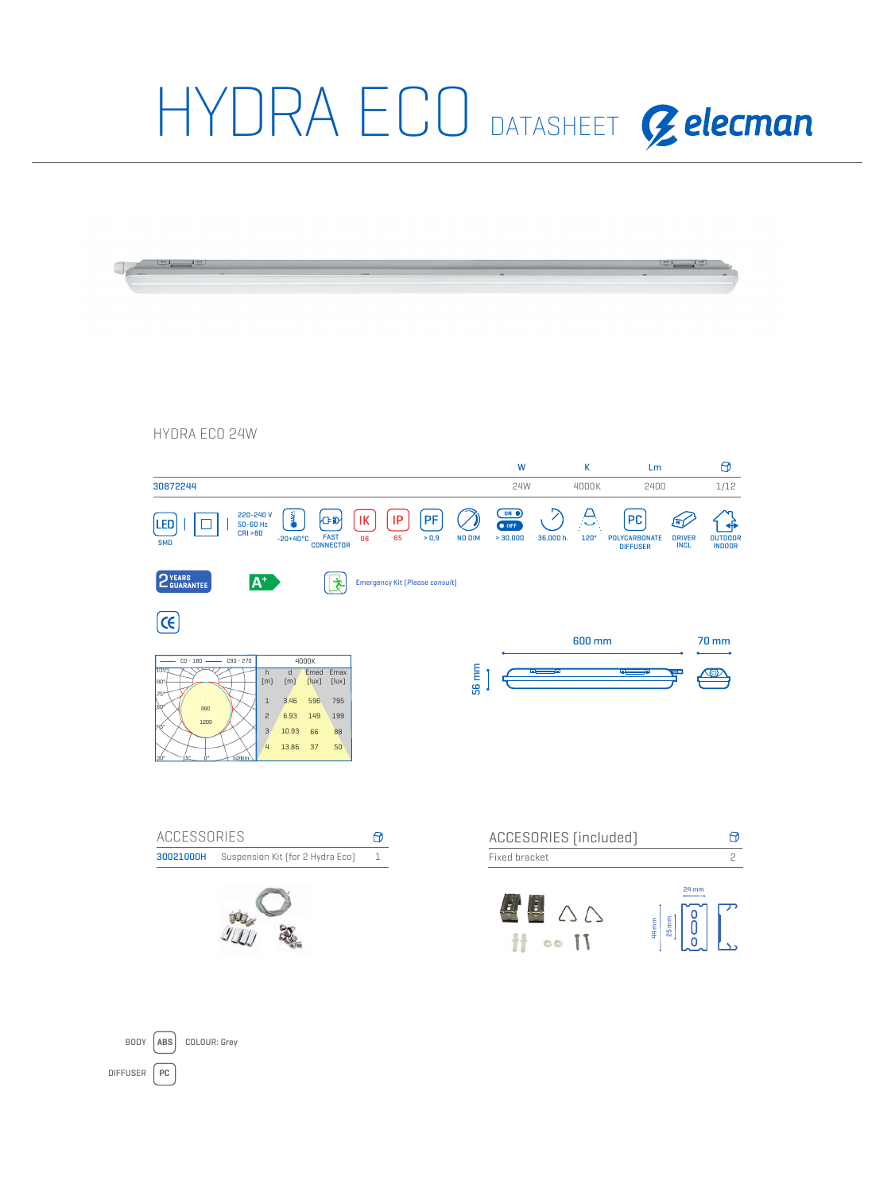# HYDRA ECO DATASHEET

elecman

## HYDRA ECO 24W

| | W | K | Lm | |
|---|---|---|---|---|
| 30872244 | 24W | 4000K | 2400 | 1/12 |

LED SMD | 220-240 V 50-60 Hz CRI >80 | -20+40°C | FAST CONNECTOR | IK 08 | IP 65 | PF > 0,9 | NO DIM | ON OFF > 30.000 | 36.000 h. | 120° | PC POLYCARBONATE DIFFUSER | DRIVER INCL | OUTDOOR INDOOR

2 YEARS GUARANTEE

A+

Emergency Kit (*Please consult*)

CE

C0 - 180 — C90 - 270

| 4000K | | | |
|---|---|---|---|
| h [m] | d [m] | Emed [lux] | Emax [lux] |
| 1 | 3.46 | 596 | 795 |
| 2 | 6.93 | 149 | 199 |
| 3 | 10.93 | 66 | 88 |
| 4 | 13.86 | 37 | 50 |

600 mm

70 mm

56 mm

## ACCESSORIES

| | | |
|---|---|---|
| 30021000H | Suspension Kit (for 2 Hydra Eco) | 1 |

## ACCESORIES (included)

| | |
|---|---|
| Fixed bracket | 2 |

24 mm

44 mm

25 mm

BODY ABS COLOUR: Grey

DIFFUSER PC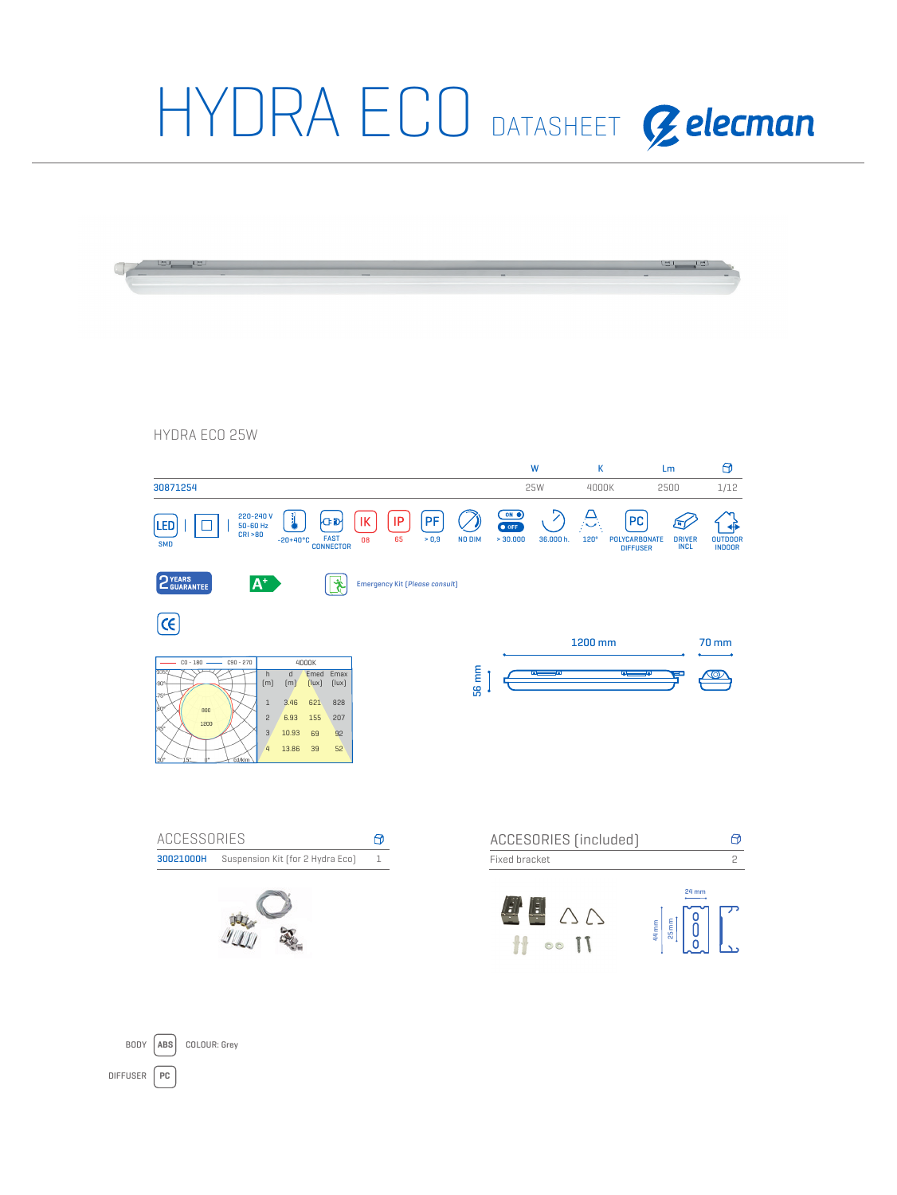# HYDRA ECO DATASHEET

elecman

## HYDRA ECO 25W

| | W | K | Lm | |
|---|---|---|---|---|
| 30871254 | 25W | 4000K | 2500 | 1/12 |

LED SMD | 220-240 V 50-60 Hz CRI >80 | -20+40°C | FAST CONNECTOR | IK 08 | IP 65 | PF > 0,9 | NO DIM | ON/OFF > 30.000 | 36.000 h. | 120° | PC POLYCARBONATE DIFFUSER | DRIVER INCL | OUTDOOR INDOOR

2 YEARS GUARANTEE | A+ | Emergency Kit (*Please consult*)

CE

C0 - 180 — C90 - 270

| 4000K | | | |
|---|---|---|---|
| h [m] | d [m] | Emed [lux] | Emax [lux] |
| 1 | 3.46 | 621 | 828 |
| 2 | 6.93 | 155 | 207 |
| 3 | 10.93 | 69 | 92 |
| 4 | 13.86 | 39 | 52 |

1200 mm | 70 mm | 56 mm

### ACCESSORIES

| | | |
|---|---|---|
| 30021000H | Suspension Kit (for 2 Hydra Eco) | 1 |

### ACCESORIES (included)

| | |
|---|---|
| Fixed bracket | 2 |

24 mm | 44 mm | 25 mm

BODY ABS COLOUR: Grey

DIFFUSER PC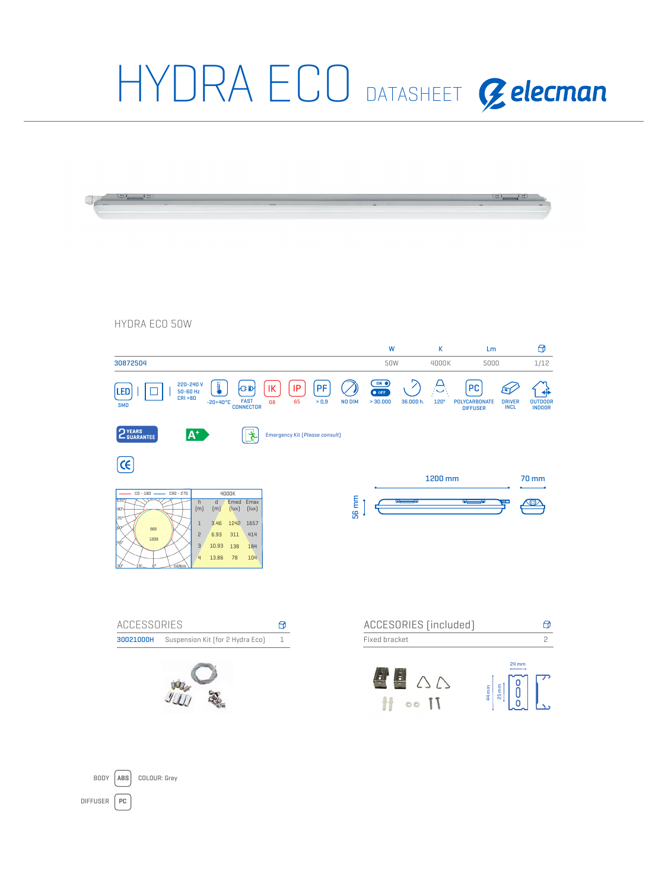# HYDRA ECO DATASHEET elecman

## HYDRA ECO 50W

| | W | K | Lm | |
|---|---|---|---|---|
| 30872504 | 50W | 4000K | 5000 | 1/12 |

LED SMD | ☐ | 220-240 V 50-60 Hz CRI >80 | -20+40°C | FAST CONNECTOR | IK 08 | IP 65 | PF > 0,9 | NO DIM | ON OFF > 30.000 | 36.000 h. | 120° | PC POLYCARBONATE DIFFUSER | DRIVER INCL | OUTDOOR INDOOR

2 YEARS GUARANTEE | A+ | Emergency Kit (*Please consult*)

CE

C0 - 180 — C90 - 270

| h [m] | d [m] | Emed [lux] | Emax [lux] |
|---|---|---|---|
| 4000K | | | |
| 1 | 3.46 | 1242 | 1657 |
| 2 | 6.93 | 311 | 414 |
| 3 | 10.93 | 138 | 184 |
| 4 | 13.86 | 78 | 104 |

1200 mm | 70 mm | 56 mm

## ACCESSORIES

| | | |
|---|---|---|
| 30021000H | Suspension Kit (for 2 Hydra Eco) | 1 |

## ACCESORIES (included)

| | |
|---|---|
| Fixed bracket | 2 |

24 mm | 44 mm | 25 mm

BODY ABS COLOUR: Grey

DIFFUSER PC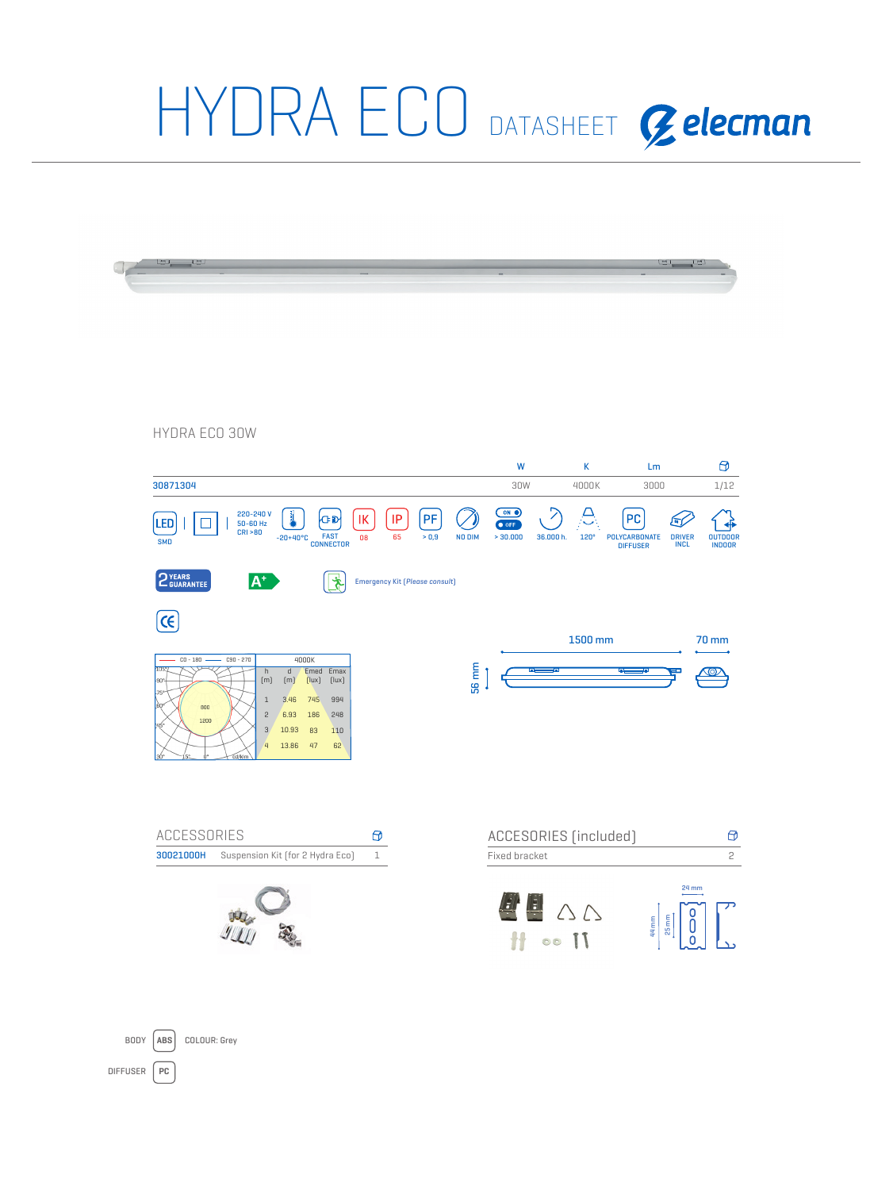# HYDRA ECO DATASHEET elecman

## HYDRA ECO 30W

| | W | K | Lm | |
|---|---|---|---|---|
| 30871304 | 30W | 4000K | 3000 | 1/12 |

LED SMD | 220-240 V 50-60 Hz CRI >80 | -20+40°C | FAST CONNECTOR | IK 08 | IP 65 | PF > 0,9 | NO DIM | ON OFF > 30.000 | 36.000 h. | 120° | PC POLYCARBONATE DIFFUSER | DRIVER INCL | OUTDOOR INDOOR

2 YEARS GUARANTEE | A+ | Emergency Kit (*Please consult*)

CE

| 4000K | | | |
|---|---|---|---|
| h [m] | d [m] | Emed [lux] | Emax [lux] |
| 1 | 3.46 | 745 | 994 |
| 2 | 6.93 | 186 | 248 |
| 3 | 10.93 | 83 | 110 |
| 4 | 13.86 | 47 | 62 |

1500 mm | 70 mm | 56 mm

## ACCESSORIES

| | | |
|---|---|---|
| 30021000H | Suspension Kit (for 2 Hydra Eco) | 1 |

## ACCESORIES (included)

| | |
|---|---|
| Fixed bracket | 2 |

24 mm | 44 mm | 25 mm

BODY ABS COLOUR: Grey

DIFFUSER PC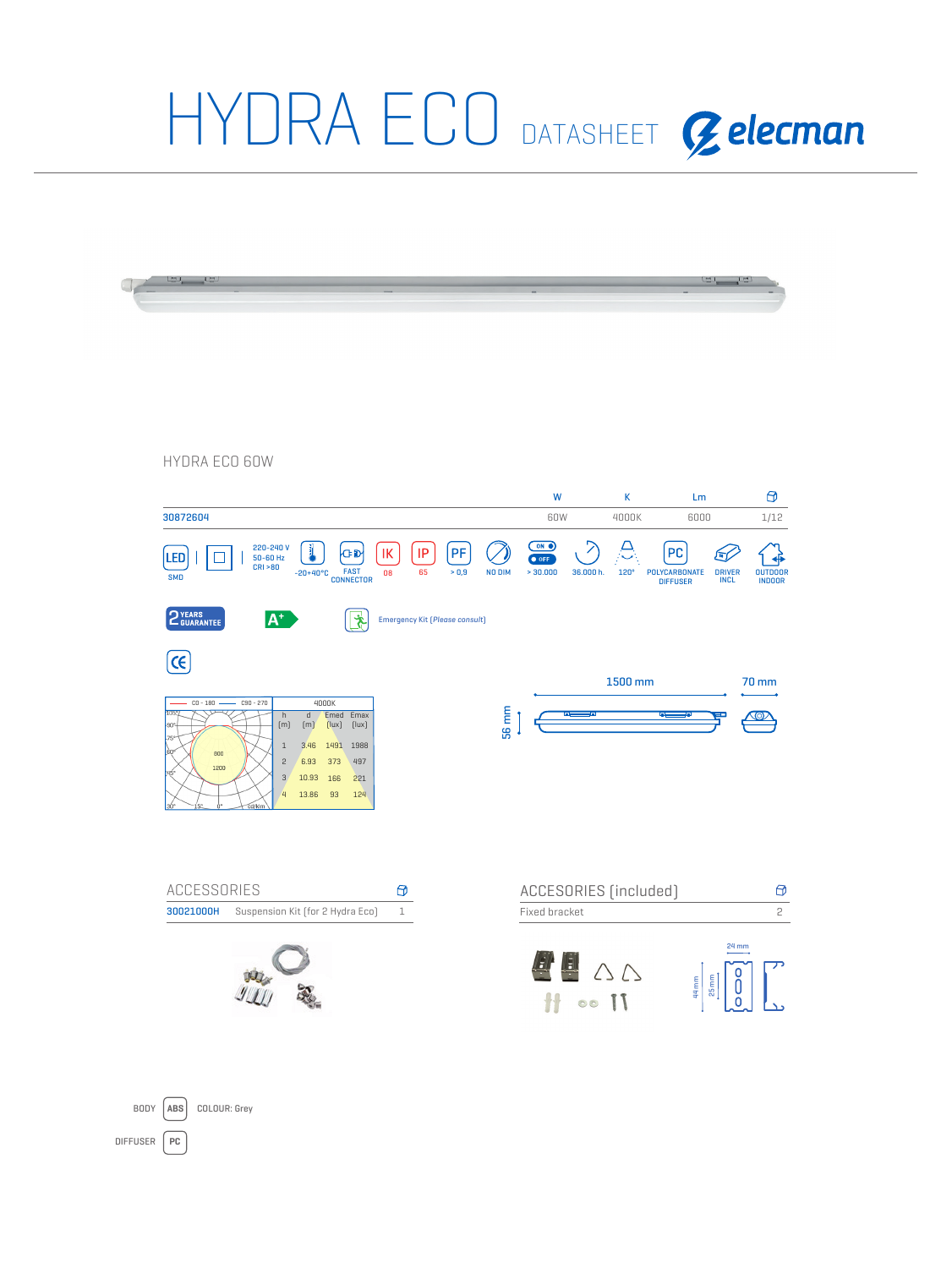# HYDRA ECO DATASHEET

elecman

## HYDRA ECO 60W

| | W | K | Lm | |
|---|---|---|---|---|
| 30872604 | 60W | 4000K | 6000 | 1/12 |

LED SMD | 220-240 V 50-60 Hz CRI >80 | -20+40°C | FAST CONNECTOR | IK 08 | IP 65 | PF > 0,9 | NO DIM | ON OFF > 30.000 | 36.000 h. | 120° | PC POLYCARBONATE DIFFUSER | DRIVER INCL | OUTDOOR INDOOR

2 YEARS GUARANTEE

A+

Emergency Kit (*Please consult*)

CE

C0 - 180 — C90 - 270

| 4000K | | | |
|---|---|---|---|
| h [m] | d [m] | Emed [lux] | Emax [lux] |
| 1 | 3.46 | 1491 | 1988 |
| 2 | 6.93 | 373 | 497 |
| 3 | 10.93 | 166 | 221 |
| 4 | 13.86 | 93 | 124 |

1500 mm | 70 mm | 56 mm

## ACCESSORIES

| | | |
|---|---|---|
| 30021000H | Suspension Kit (for 2 Hydra Eco) | 1 |

## ACCESORIES (included)

| | |
|---|---|
| Fixed bracket | 2 |

24 mm | 44 mm | 25 mm

BODY ABS COLOUR: Grey

DIFFUSER PC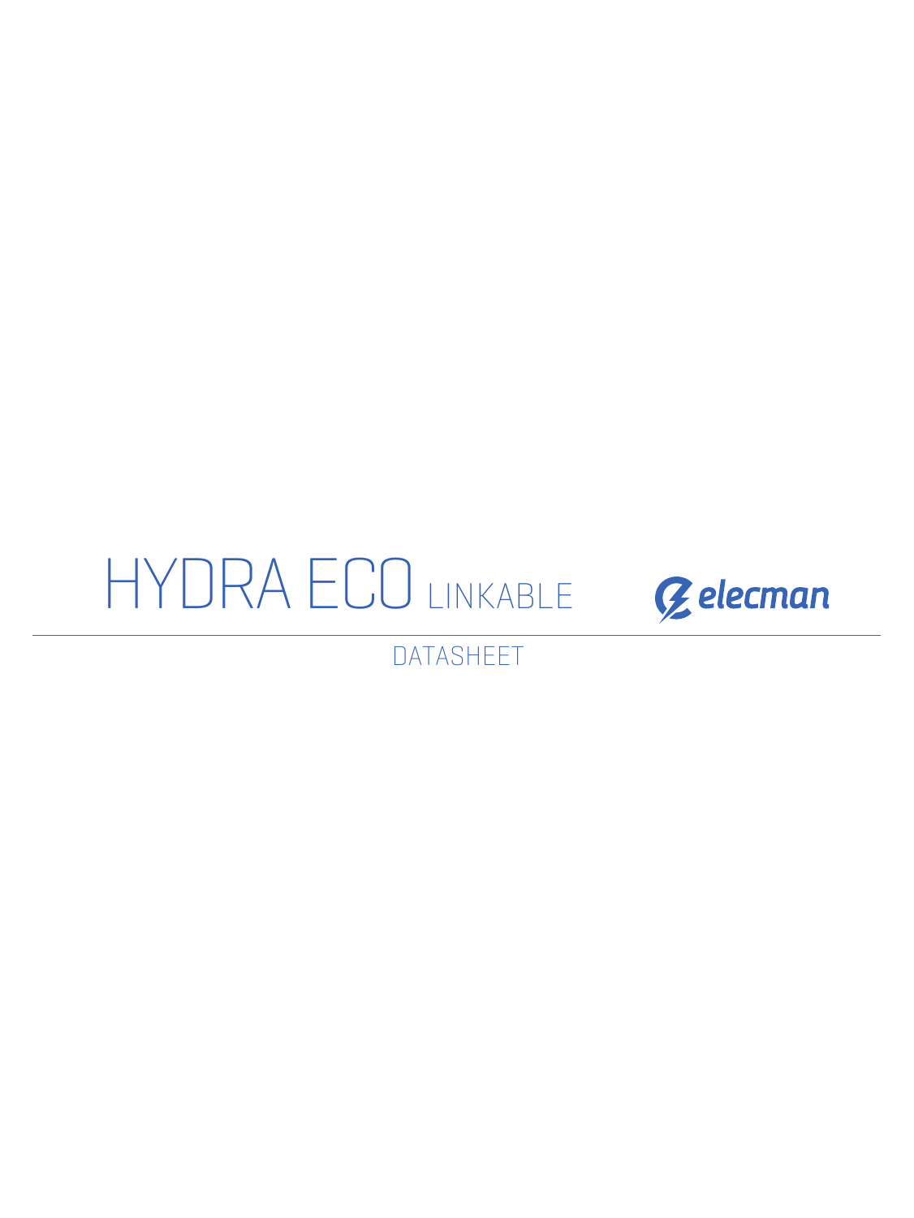# HYDRA ECO LINKABLE

elecman

DATASHEET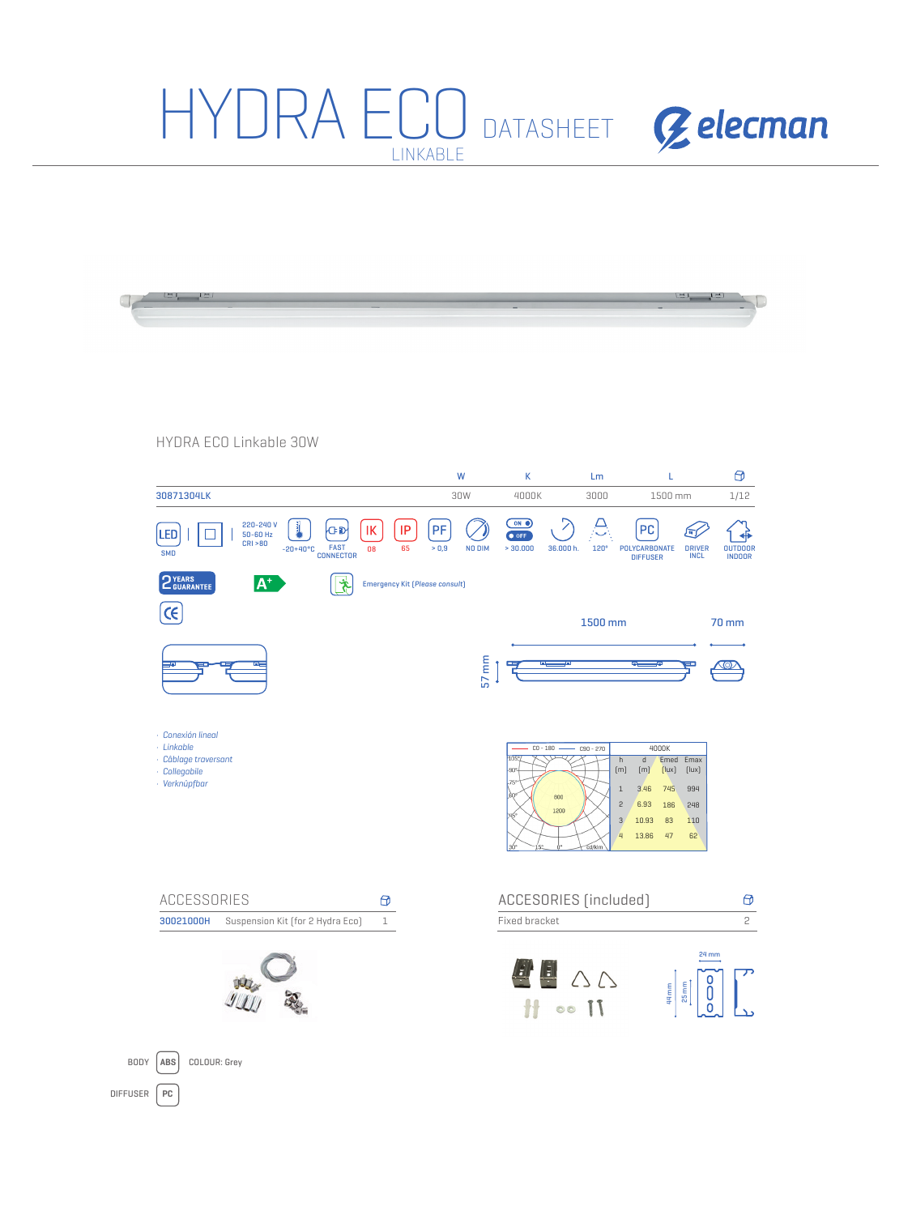# HYDRA ECO DATASHEET

LINKABLE

elecman

HYDRA ECO Linkable 30W

| | W | K | Lm | L | |
|---|---|---|---|---|---|
| 30871304LK | 30W | 4000K | 3000 | 1500 mm | 1/12 |

LED SMD | 220-240 V 50-60 Hz CRI >80 | -20+40ºC | FAST CONNECTOR | IK 08 | IP 65 | PF > 0,9 | NO DIM | ON OFF > 30.000 | 36.000 h. | 120º | POLYCARBONATE DIFFUSER | DRIVER INCL | OUTDOOR INDOOR

2 YEARS GUARANTEE

A+

Emergency Kit (*Please consult*)

CE

1500 mm

70 mm

57 mm

- *Conexión lineal*
- *Linkable*
- *Câblage traversant*
- *Collegabile*
- *Verknüpfbar*

C0 - 180 — C90 - 270

| h [m] | d [m] | Emed [lux] | Emax [lux] |
|---|---|---|---|
| 4000K | | | |
| 1 | 3.46 | 745 | 994 |
| 2 | 6.93 | 186 | 248 |
| 3 | 10.93 | 83 | 110 |
| 4 | 13.86 | 47 | 62 |

## ACCESSORIES

| | | |
|---|---|---|
| 30021000H | Suspension Kit (for 2 Hydra Eco) | 1 |

## ACCESORIES (included)

| | |
|---|---|
| Fixed bracket | 2 |

24 mm

44 mm

25 mm

BODY ABS COLOUR: Grey

DIFFUSER PC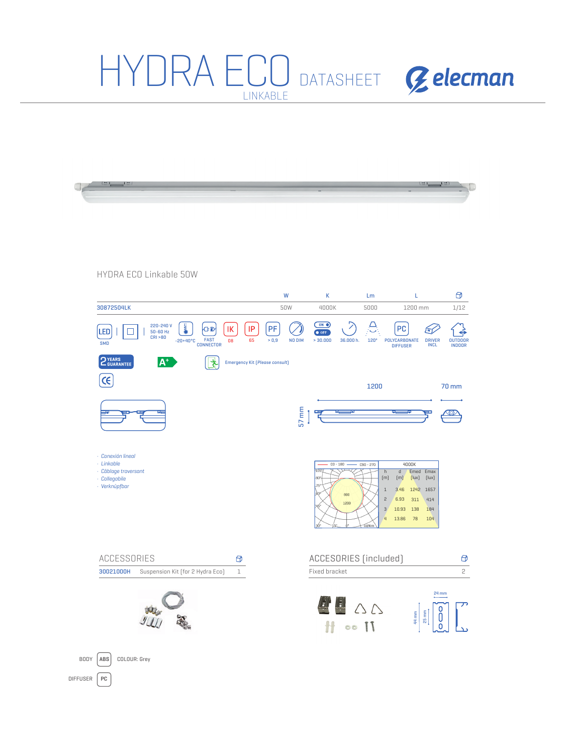# HYDRA ECO DATASHEET

LINKABLE

elecman

## HYDRA ECO Linkable 50W

| | W | K | Lm | L | |
|---|---|---|---|---|---|
| 30872504LK | 50W | 4000K | 5000 | 1200 mm | 1/12 |

LED SMD | 220-240 V 50-60 Hz CRI >80 | -20+40°C | FAST CONNECTOR | IK 08 | IP 65 | PF > 0,9 | NO DIM | ON/OFF > 30.000 | 36.000 h. | 120° | PC POLYCARBONATE DIFFUSER | DRIVER INCL | OUTDOOR INDOOR

2 YEARS GUARANTEE

A+

Emergency Kit (*Please consult*)

CE

1200

70 mm

57 mm

- *Conexión lineal*
- *Linkable*
- *Câblage traversant*
- *Collegabile*
- *Verknüpfbar*

C0 - 180 — C90 - 270

| h [m] | d [m] | Emed [lux] | Emax [lux] |
|---|---|---|---|
| 4000K | | | |
| 1 | 3.46 | 1242 | 1657 |
| 2 | 6.93 | 311 | 414 |
| 3 | 10.93 | 138 | 184 |
| 4 | 13.86 | 78 | 104 |

## ACCESSORIES

| | | |
|---|---|---|
| 30021000H | Suspension Kit (for 2 Hydra Eco) | 1 |

## ACCESORIES (included)

| | |
|---|---|
| Fixed bracket | 2 |

24 mm

44 mm

25 mm

BODY ABS COLOUR: Grey

DIFFUSER PC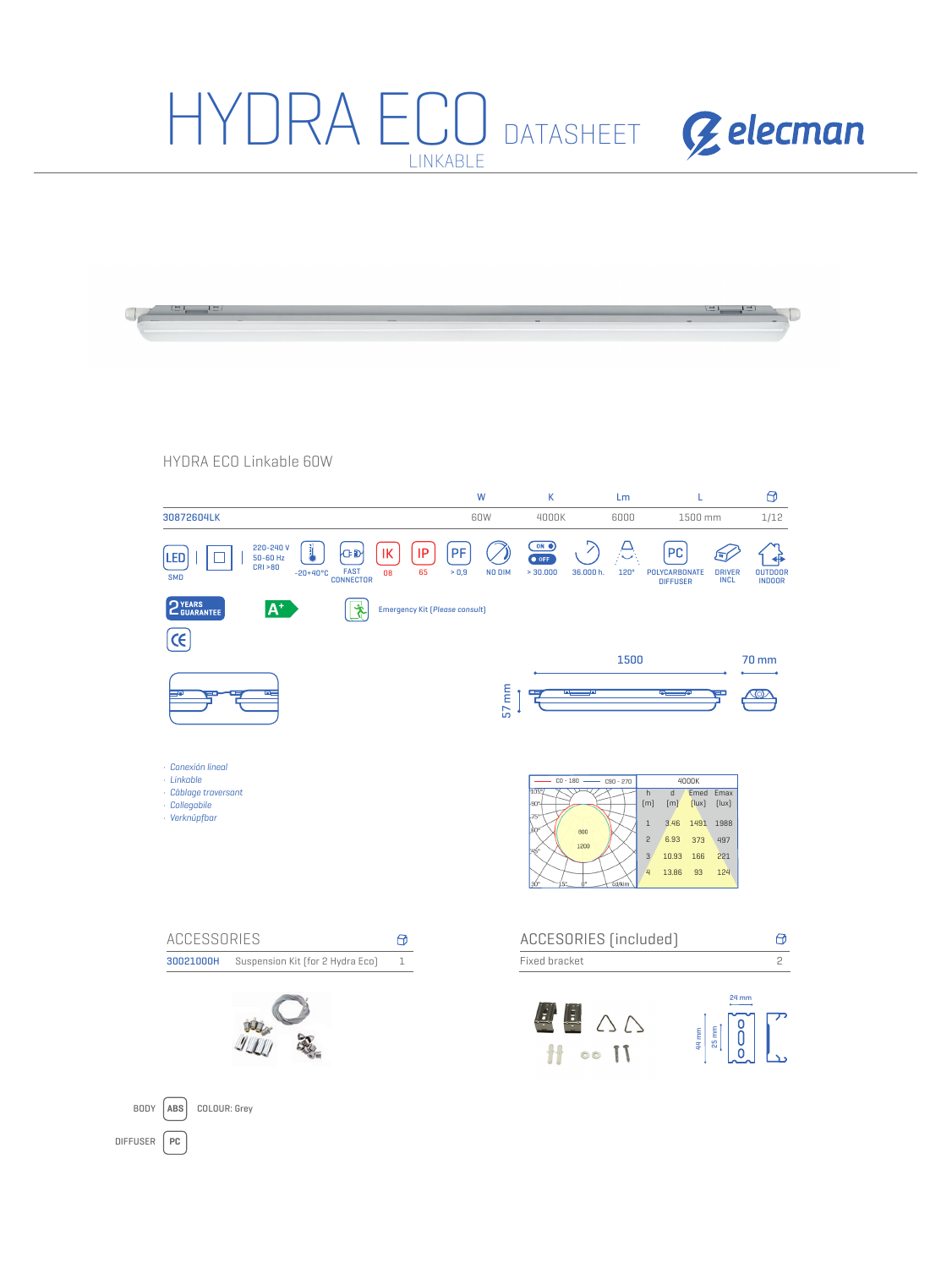# HYDRA ECO DATASHEET

LINKABLE

elecman

## HYDRA ECO Linkable 60W

| | W | K | Lm | L | |
|---|---|---|---|---|---|
| 30872604LK | 60W | 4000K | 6000 | 1500 mm | 1/12 |

LED SMD | 220-240 V 50-60 Hz CRI >80 | -20+40°C | FAST CONNECTOR | IK 08 | IP 65 | PF > 0,9 | NO DIM | ON OFF > 30.000 | 36.000 h. | 120° | PC POLYCARBONATE DIFFUSER | DRIVER INCL | OUTDOOR INDOOR

2 YEARS GUARANTEE

A+

Emergency Kit (*Please consult*)

CE

1500

70 mm

57 mm

- *Conexión lineal*
- *Linkable*
- *Câblage traversant*
- *Collegabile*
- *Verknüpfbar*

C0 - 180 C90 - 270

105° 90° 75° 60° 45° 30° 15° 0° 800 1200 cd/klm

| 4000K | | | |
|---|---|---|---|
| h [m] | d [m] | Emed [lux] | Emax [lux] |
| 1 | 3.46 | 1491 | 1988 |
| 2 | 6.93 | 373 | 497 |
| 3 | 10.93 | 166 | 221 |
| 4 | 13.86 | 93 | 124 |

## ACCESSORIES

| | | |
|---|---|---|
| 30021000H | Suspension Kit (for 2 Hydra Eco) | 1 |

## ACCESORIES (included)

| | |
|---|---|
| Fixed bracket | 2 |

24 mm

44 mm

25 mm

BODY ABS COLOUR: Grey

DIFFUSER PC